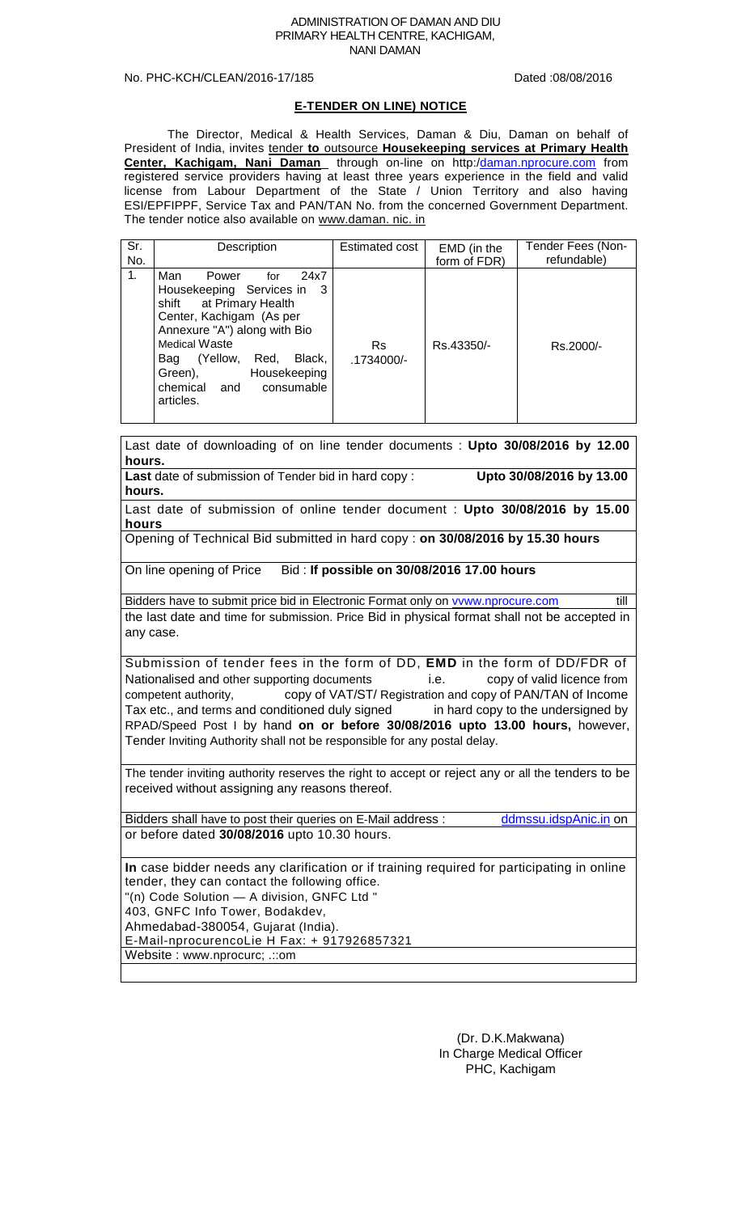ADMINISTRATION OF DAMAN AND DIU
PRIMARY HEALTH CENTRE, KACHIGAM,
NANI DAMAN

No. PHC-KCH/CLEAN/2016-17/185 Dated :08/08/2016

## E-TENDER ON LINE) NOTICE

The Director, Medical & Health Services, Daman & Diu, Daman on behalf of President of India, invites tender **to** outsource **Housekeeping services at Primary Health Center, Kachigam, Nani Daman** through on-line on http:/daman.nprocure.com from registered service providers having at least three years experience in the field and valid license from Labour Department of the State / Union Territory and also having ESI/EPFIPPF, Service Tax and PAN/TAN No. from the concerned Government Department. The tender notice also available on www.daman. nic. in

| Sr. No. | Description | Estimated cost | EMD (in the form of FDR) | Tender Fees (Non-refundable) |
|---|---|---|---|---|
| 1. | Man Power for 24x7 Housekeeping Services in 3 shift at Primary Health Center, Kachigam (As per Annexure "A") along with Bio Medical Waste Bag (Yellow, Red, Black, Green), Housekeeping chemical and consumable articles. | Rs .1734000/- | Rs.43350/- | Rs.2000/- |

Last date of downloading of on line tender documents : **Upto 30/08/2016 by 12.00 hours.**

**Last** date of submission of Tender bid in hard copy : **Upto 30/08/2016 by 13.00 hours.**

Last date of submission of online tender document : **Upto 30/08/2016 by 15.00 hours**

Opening of Technical Bid submitted in hard copy : **on 30/08/2016 by 15.30 hours**

On line opening of Price Bid : **If possible on 30/08/2016 17.00 hours**

Bidders have to submit price bid in Electronic Format only on vvww.nprocure.com till the last date and time for submission. Price Bid in physical format shall not be accepted in any case.

Submission of tender fees in the form of DD, **EMD** in the form of DD/FDR of Nationalised and other supporting documents i.e. copy of valid licence from competent authority, copy of VAT/ST/ Registration and copy of PAN/TAN of Income Tax etc., and terms and conditioned duly signed in hard copy to the undersigned by RPAD/Speed Post I by hand **on or before 30/08/2016 upto 13.00 hours,** however, Tender Inviting Authority shall not be responsible for any postal delay.

The tender inviting authority reserves the right to accept or reject any or all the tenders to be received without assigning any reasons thereof.

Bidders shall have to post their queries on E-Mail address : ddmssu.idspAnic.in on or before dated **30/08/2016** upto 10.30 hours.

**In** case bidder needs any clarification or if training required for participating in online tender, they can contact the following office.
"(n) Code Solution — A division, GNFC Ltd "
403, GNFC Info Tower, Bodakdev,
Ahmedabad-380054, Gujarat (India).
E-Mail-nprocurencoLie H Fax: + 917926857321
Website : www.nprocurc; .::om

(Dr. D.K.Makwana)
In Charge Medical Officer
PHC, Kachigam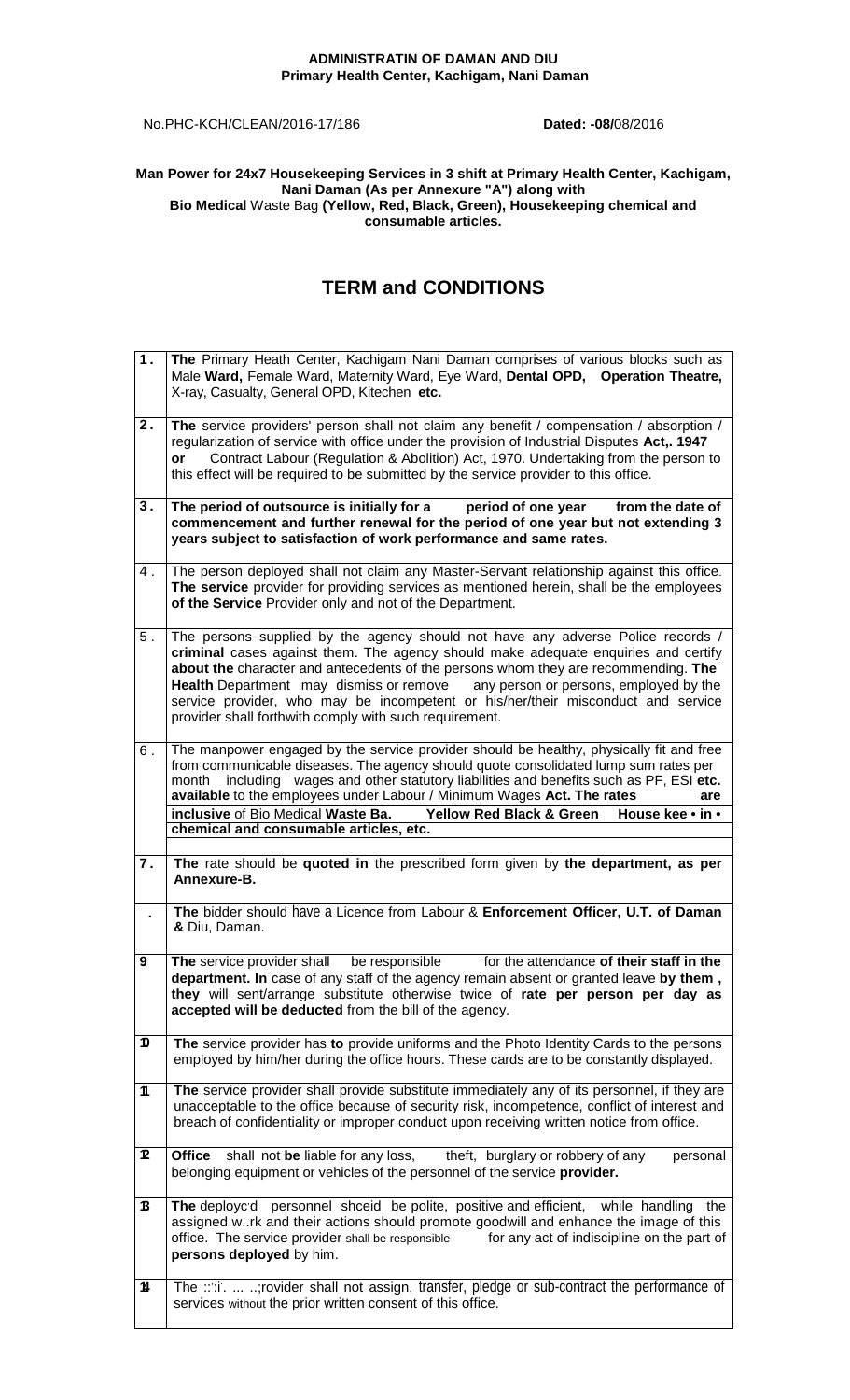**ADMINISTRATIN OF DAMAN AND DIU**
**Primary Health Center, Kachigam, Nani Daman**

No.PHC-KCH/CLEAN/2016-17/186 **Dated: -08/**08/2016

**Man Power for 24x7 Housekeeping Services in 3 shift at Primary Health Center, Kachigam, Nani Daman (As per Annexure "A") along with Bio Medical** Waste Bag **(Yellow, Red, Black, Green), Housekeeping chemical and consumable articles.**

# TERM and CONDITIONS

| | |
|---|---|
| **1.** | **The** Primary Heath Center, Kachigam Nani Daman comprises of various blocks such as Male **Ward,** Female Ward, Maternity Ward, Eye Ward, **Dental OPD, Operation Theatre,** X-ray, Casualty, General OPD, Kitechen **etc.** |
| **2.** | **The** service providers' person shall not claim any benefit / compensation / absorption / regularization of service with office under the provision of Industrial Disputes **Act,. 1947 or** Contract Labour (Regulation & Abolition) Act, 1970. Undertaking from the person to this effect will be required to be submitted by the service provider to this office. |
| **3.** | **The period of outsource is initially for a period of one year from the date of commencement and further renewal for the period of one year but not extending 3 years subject to satisfaction of work performance and same rates.** |
| 4. | The person deployed shall not claim any Master-Servant relationship against this office. **The service** provider for providing services as mentioned herein, shall be the employees **of the Service** Provider only and not of the Department. |
| 5. | The persons supplied by the agency should not have any adverse Police records / **criminal** cases against them. The agency should make adequate enquiries and certify **about the** character and antecedents of the persons whom they are recommending. **The Health** Department may dismiss or remove any person or persons, employed by the service provider, who may be incompetent or his/her/their misconduct and service provider shall forthwith comply with such requirement. |
| 6. | The manpower engaged by the service provider should be healthy, physically fit and free from communicable diseases. The agency should quote consolidated lump sum rates per month including wages and other statutory liabilities and benefits such as PF, ESI **etc. available** to the employees under Labour / Minimum Wages **Act. The rates are inclusive** of Bio Medical **Waste Ba. Yellow Red Black & Green House kee • in • chemical and consumable articles, etc.** |
| **7.** | **The** rate should be **quoted in** the prescribed form given by **the department, as per Annexure-B.** |
| **.** | **The** bidder should have a Licence from Labour & **Enforcement Officer, U.T. of Daman &** Diu, Daman. |
| **9** | **The** service provider shall be responsible for the attendance **of their staff in the department. In** case of any staff of the agency remain absent or granted leave **by them, they** will sent/arrange substitute otherwise twice of **rate per person per day as accepted will be deducted** from the bill of the agency. |
| **10** | **The** service provider has **to** provide uniforms and the Photo Identity Cards to the persons employed by him/her during the office hours. These cards are to be constantly displayed. |
| **11** | **The** service provider shall provide substitute immediately any of its personnel, if they are unacceptable to the office because of security risk, incompetence, conflict of interest and breach of confidentiality or improper conduct upon receiving written notice from office. |
| **12** | **Office** shall not **be** liable for any loss, theft, burglary or robbery of any personal belonging equipment or vehicles of the personnel of the service **provider.** |
| **13** | **The** deploycd personnel shceid be polite, positive and efficient, while handling the assigned w..rk and their actions should promote goodwill and enhance the image of this office. The service provider shall be responsible for any act of indiscipline on the part of **persons deployed** by him. |
| **14** | The ::'i. ... ..;rovider shall not assign, transfer, pledge or sub-contract the performance of services without the prior written consent of this office. |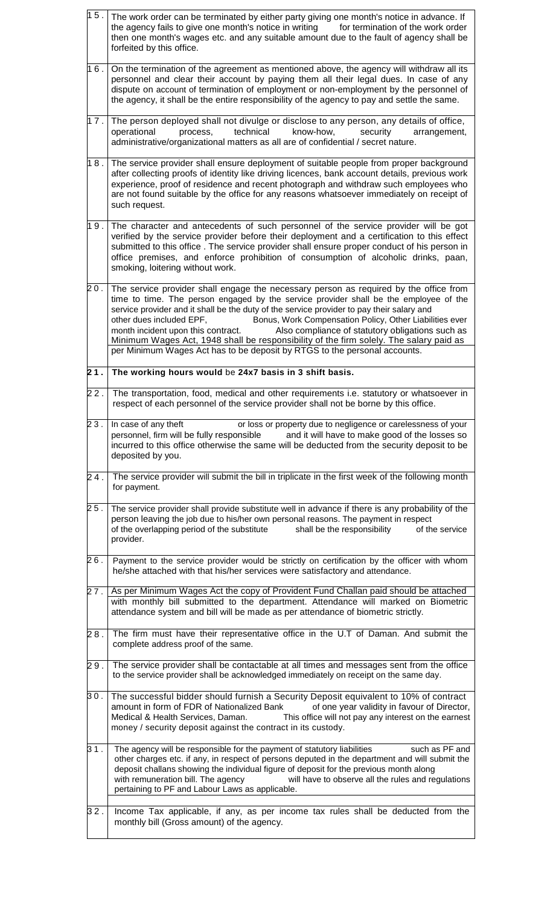| | |
|---|---|
| 15. | The work order can be terminated by either party giving one month's notice in advance. If the agency fails to give one month's notice in writing for termination of the work order then one month's wages etc. and any suitable amount due to the fault of agency shall be forfeited by this office. |
| 16. | On the termination of the agreement as mentioned above, the agency will withdraw all its personnel and clear their account by paying them all their legal dues. In case of any dispute on account of termination of employment or non-employment by the personnel of the agency, it shall be the entire responsibility of the agency to pay and settle the same. |
| 17. | The person deployed shall not divulge or disclose to any person, any details of office, operational process, technical know-how, security arrangement, administrative/organizational matters as all are of confidential / secret nature. |
| 18. | The service provider shall ensure deployment of suitable people from proper background after collecting proofs of identity like driving licences, bank account details, previous work experience, proof of residence and recent photograph and withdraw such employees who are not found suitable by the office for any reasons whatsoever immediately on receipt of such request. |
| 19. | The character and antecedents of such personnel of the service provider will be got verified by the service provider before their deployment and a certification to this effect submitted to this office . The service provider shall ensure proper conduct of his person in office premises, and enforce prohibition of consumption of alcoholic drinks, paan, smoking, loitering without work. |
| 20. | The service provider shall engage the necessary person as required by the office from time to time. The person engaged by the service provider shall be the employee of the service provider and it shall be the duty of the service provider to pay their salary and other dues included EPF, Bonus, Work Compensation Policy, Other Liabilities ever month incident upon this contract. Also compliance of statutory obligations such as Minimum Wages Act, 1948 shall be responsibility of the firm solely. The salary paid as per Minimum Wages Act has to be deposit by RTGS to the personal accounts. |
| **21.** | **The working hours would** be **24x7 basis in 3 shift basis.** |
| 22. | The transportation, food, medical and other requirements i.e. statutory or whatsoever in respect of each personnel of the service provider shall not be borne by this office. |
| 23. | In case of any theft or loss or property due to negligence or carelessness of your personnel, firm will be fully responsible and it will have to make good of the losses so incurred to this office otherwise the same will be deducted from the security deposit to be deposited by you. |
| 24. | The service provider will submit the bill in triplicate in the first week of the following month for payment. |
| 25. | The service provider shall provide substitute well in advance if there is any probability of the person leaving the job due to his/her own personal reasons. The payment in respect of the overlapping period of the substitute shall be the responsibility of the service provider. |
| 26. | Payment to the service provider would be strictly on certification by the officer with whom he/she attached with that his/her services were satisfactory and attendance. |
| 27. | As per Minimum Wages Act the copy of Provident Fund Challan paid should be attached with monthly bill submitted to the department. Attendance will marked on Biometric attendance system and bill will be made as per attendance of biometric strictly. |
| 28. | The firm must have their representative office in the U.T of Daman. And submit the complete address proof of the same. |
| 29. | The service provider shall be contactable at all times and messages sent from the office to the service provider shall be acknowledged immediately on receipt on the same day. |
| 30. | The successful bidder should furnish a Security Deposit equivalent to 10% of contract amount in form of FDR of Nationalized Bank of one year validity in favour of Director, Medical & Health Services, Daman. This office will not pay any interest on the earnest money / security deposit against the contract in its custody. |
| 31. | The agency will be responsible for the payment of statutory liabilities such as PF and other charges etc. if any, in respect of persons deputed in the department and will submit the deposit challans showing the individual figure of deposit for the previous month along with remuneration bill. The agency will have to observe all the rules and regulations pertaining to PF and Labour Laws as applicable. |
| 32. | Income Tax applicable, if any, as per income tax rules shall be deducted from the monthly bill (Gross amount) of the agency. |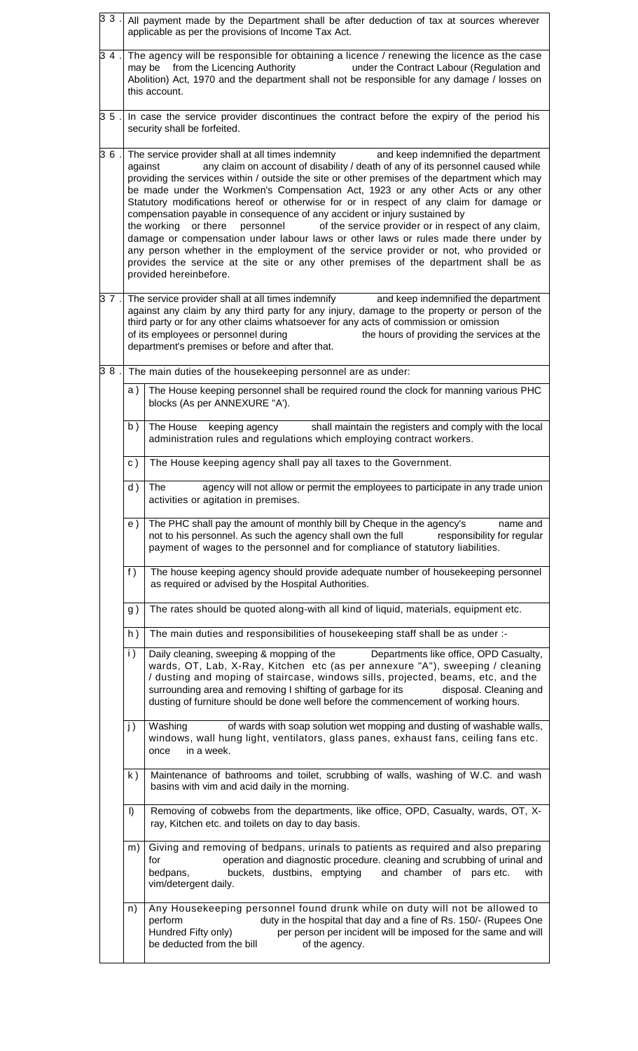| | | |
|---|---|---|
| 33. | All payment made by the Department shall be after deduction of tax at sources wherever applicable as per the provisions of Income Tax Act. | |
| 34. | The agency will be responsible for obtaining a licence / renewing the licence as the case may be from the Licencing Authority under the Contract Labour (Regulation and Abolition) Act, 1970 and the department shall not be responsible for any damage / losses on this account. | |
| 35. | In case the service provider discontinues the contract before the expiry of the period his security shall be forfeited. | |
| 36. | The service provider shall at all times indemnity and keep indemnified the department against any claim on account of disability / death of any of its personnel caused while providing the services within / outside the site or other premises of the department which may be made under the Workmen's Compensation Act, 1923 or any other Acts or any other Statutory modifications hereof or otherwise for or in respect of any claim for damage or compensation payable in consequence of any accident or injury sustained by the working or there personnel of the service provider or in respect of any claim, damage or compensation under labour laws or other laws or rules made there under by any person whether in the employment of the service provider or not, who provided or provides the service at the site or any other premises of the department shall be as provided hereinbefore. | |
| 37. | The service provider shall at all times indemnify and keep indemnified the department against any claim by any third party for any injury, damage to the property or person of the third party or for any other claims whatsoever for any acts of commission or omission of its employees or personnel during the hours of providing the services at the department's premises or before and after that. | |
| 38. | The main duties of the housekeeping personnel are as under: | |
| | a) | The House keeping personnel shall be required round the clock for manning various PHC blocks (As per ANNEXURE "A'). |
| | b) | The House keeping agency shall maintain the registers and comply with the local administration rules and regulations which employing contract workers. |
| | c) | The House keeping agency shall pay all taxes to the Government. |
| | d) | The agency will not allow or permit the employees to participate in any trade union activities or agitation in premises. |
| | e) | The PHC shall pay the amount of monthly bill by Cheque in the agency's name and not to his personnel. As such the agency shall own the full responsibility for regular payment of wages to the personnel and for compliance of statutory liabilities. |
| | f) | The house keeping agency should provide adequate number of housekeeping personnel as required or advised by the Hospital Authorities. |
| | g) | The rates should be quoted along-with all kind of liquid, materials, equipment etc. |
| | h) | The main duties and responsibilities of housekeeping staff shall be as under :- |
| | i) | Daily cleaning, sweeping & mopping of the Departments like office, OPD Casualty, wards, OT, Lab, X-Ray, Kitchen etc (as per annexure "A"), sweeping / cleaning / dusting and moping of staircase, windows sills, projected, beams, etc, and the surrounding area and removing I shifting of garbage for its disposal. Cleaning and dusting of furniture should be done well before the commencement of working hours. |
| | j) | Washing of wards with soap solution wet mopping and dusting of washable walls, windows, wall hung light, ventilators, glass panes, exhaust fans, ceiling fans etc. once in a week. |
| | k) | Maintenance of bathrooms and toilet, scrubbing of walls, washing of W.C. and wash basins with vim and acid daily in the morning. |
| | l) | Removing of cobwebs from the departments, like office, OPD, Casualty, wards, OT, X-ray, Kitchen etc. and toilets on day to day basis. |
| | m) | Giving and removing of bedpans, urinals to patients as required and also preparing for operation and diagnostic procedure. cleaning and scrubbing of urinal and bedpans, buckets, dustbins, emptying and chamber of pars etc. with vim/detergent daily. |
| | n) | Any Housekeeping personnel found drunk while on duty will not be allowed to perform duty in the hospital that day and a fine of Rs. 150/- (Rupees One Hundred Fifty only) per person per incident will be imposed for the same and will be deducted from the bill of the agency. |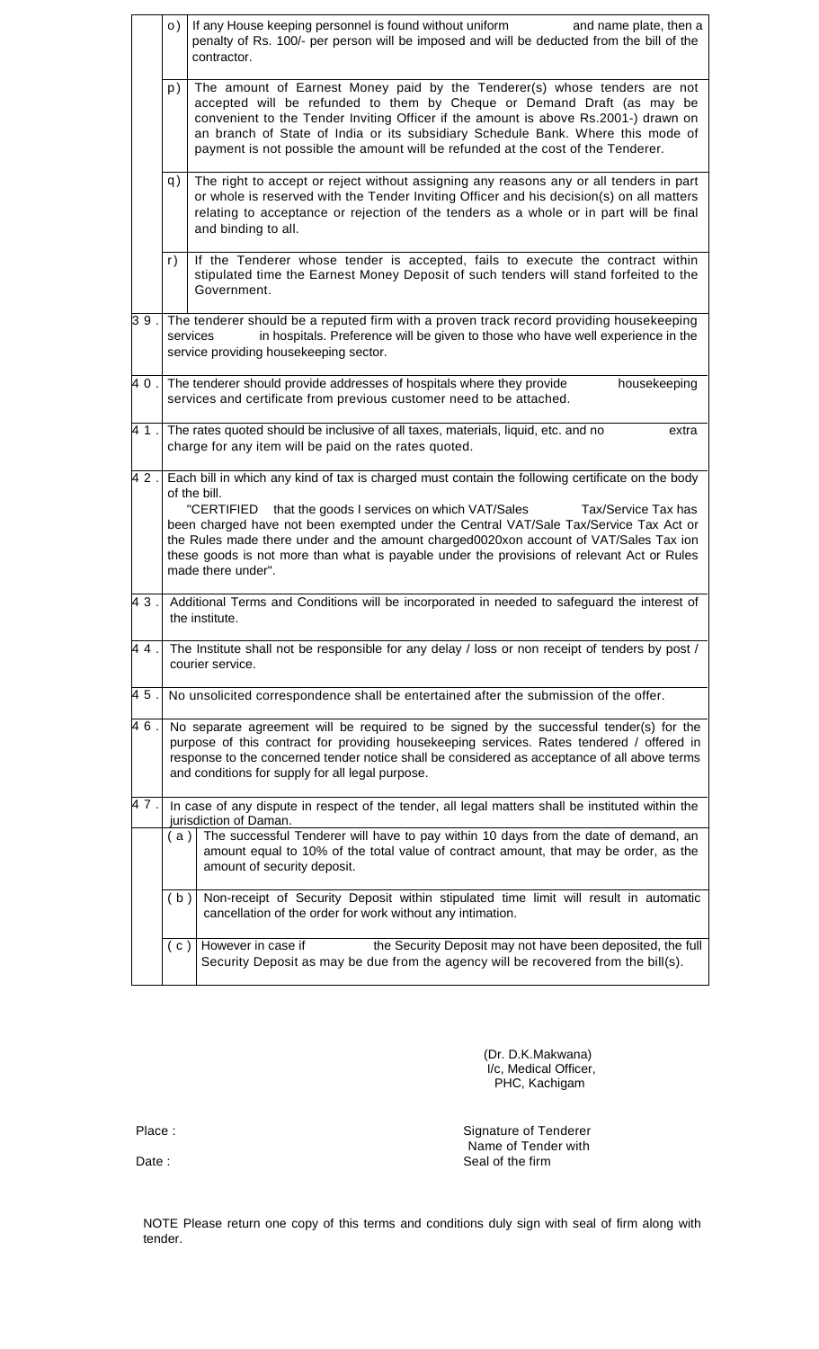| | | |
|---|---|---|
| | o) | If any House keeping personnel is found without uniform and name plate, then a penalty of Rs. 100/- per person will be imposed and will be deducted from the bill of the contractor. |
| | p) | The amount of Earnest Money paid by the Tenderer(s) whose tenders are not accepted will be refunded to them by Cheque or Demand Draft (as may be convenient to the Tender Inviting Officer if the amount is above Rs.2001-) drawn on an branch of State of India or its subsidiary Schedule Bank. Where this mode of payment is not possible the amount will be refunded at the cost of the Tenderer. |
| | q) | The right to accept or reject without assigning any reasons any or all tenders in part or whole is reserved with the Tender Inviting Officer and his decision(s) on all matters relating to acceptance or rejection of the tenders as a whole or in part will be final and binding to all. |
| | r) | If the Tenderer whose tender is accepted, fails to execute the contract within stipulated time the Earnest Money Deposit of such tenders will stand forfeited to the Government. |
| 39. | The tenderer should be a reputed firm with a proven track record providing housekeeping services in hospitals. Preference will be given to those who have well experience in the service providing housekeeping sector. | |
| 40. | The tenderer should provide addresses of hospitals where they provide housekeeping services and certificate from previous customer need to be attached. | |
| 41. | The rates quoted should be inclusive of all taxes, materials, liquid, etc. and no extra charge for any item will be paid on the rates quoted. | |
| 42. | Each bill in which any kind of tax is charged must contain the following certificate on the body of the bill. "CERTIFIED that the goods I services on which VAT/Sales Tax/Service Tax has been charged have not been exempted under the Central VAT/Sale Tax/Service Tax Act or the Rules made there under and the amount charged0020xon account of VAT/Sales Tax ion these goods is not more than what is payable under the provisions of relevant Act or Rules made there under". | |
| 43. | Additional Terms and Conditions will be incorporated in needed to safeguard the interest of the institute. | |
| 44. | The Institute shall not be responsible for any delay / loss or non receipt of tenders by post / courier service. | |
| 45. | No unsolicited correspondence shall be entertained after the submission of the offer. | |
| 46. | No separate agreement will be required to be signed by the successful tender(s) for the purpose of this contract for providing housekeeping services. Rates tendered / offered in response to the concerned tender notice shall be considered as acceptance of all above terms and conditions for supply for all legal purpose. | |
| 47. | In case of any dispute in respect of the tender, all legal matters shall be instituted within the jurisdiction of Daman. | |
| | (a) | The successful Tenderer will have to pay within 10 days from the date of demand, an amount equal to 10% of the total value of contract amount, that may be order, as the amount of security deposit. |
| | (b) | Non-receipt of Security Deposit within stipulated time limit will result in automatic cancellation of the order for work without any intimation. |
| | (c) | However in case if the Security Deposit may not have been deposited, the full Security Deposit as may be due from the agency will be recovered from the bill(s). |

(Dr. D.K.Makwana)
I/c, Medical Officer,
PHC, Kachigam

Place :

Date :

Signature of Tenderer
Name of Tender with
Seal of the firm

NOTE Please return one copy of this terms and conditions duly sign with seal of firm along with tender.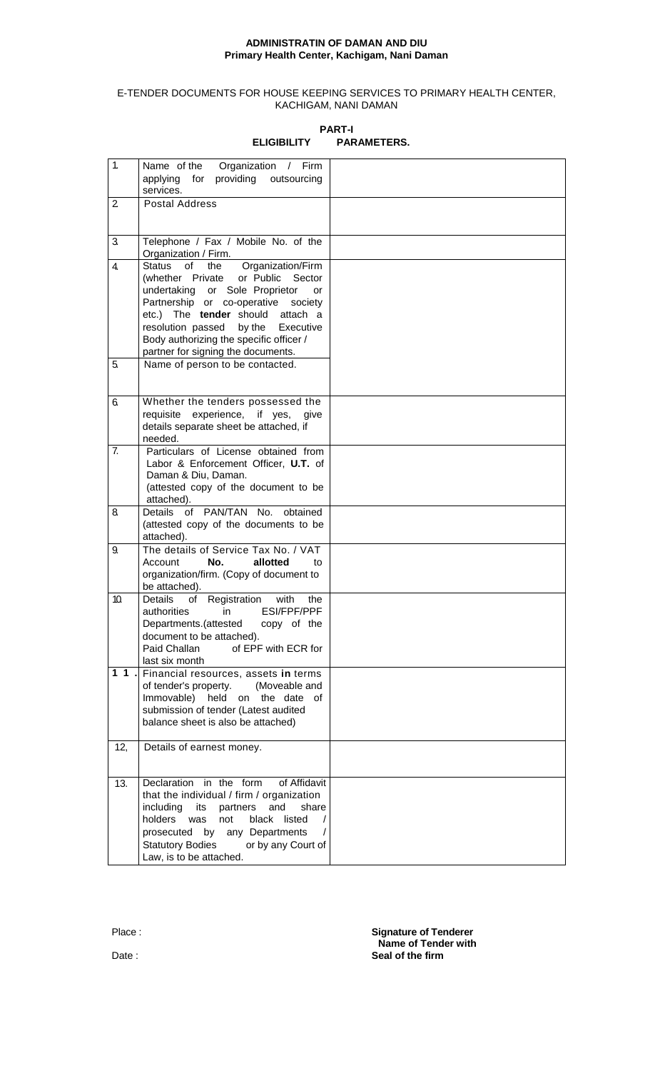**ADMINISTRATIN OF DAMAN AND DIU**
**Primary Health Center, Kachigam, Nani Daman**

E-TENDER DOCUMENTS FOR HOUSE KEEPING SERVICES TO PRIMARY HEALTH CENTER, KACHIGAM, NANI DAMAN

**PART-I**
**ELIGIBILITY PARAMETERS.**

| | | |
|---|---|---|
| 1. | Name of the Organization / Firm applying for providing outsourcing services. | |
| 2. | Postal Address | |
| 3. | Telephone / Fax / Mobile No. of the Organization / Firm. | |
| 4. | Status of the Organization/Firm (whether Private or Public Sector undertaking or Sole Proprietor or Partnership or co-operative society etc.) The **tender** should attach a resolution passed by the Executive Body authorizing the specific officer / partner for signing the documents. | |
| 5. | Name of person to be contacted. | |
| 6. | Whether the tenders possessed the requisite experience, if yes, give details separate sheet be attached, if needed. | |
| 7. | Particulars of License obtained from Labor & Enforcement Officer, **U.T.** of Daman & Diu, Daman. (attested copy of the document to be attached). | |
| 8. | Details of PAN/TAN No. obtained (attested copy of the documents to be attached). | |
| 9. | The details of Service Tax No. / VAT Account **No. allotted** to organization/firm. (Copy of document to be attached). | |
| 10. | Details of Registration with the authorities in ESI/FPF/PPF Departments.(attested copy of the document to be attached). Paid Challan of EPF with ECR for last six month | |
| 11. | Financial resources, assets **in** terms of tender's property. (Moveable and Immovable) held on the date of submission of tender (Latest audited balance sheet is also be attached) | |
| 12, | Details of earnest money. | |
| 13. | Declaration in the form of Affidavit that the individual / firm / organization including its partners and share holders was not black listed / prosecuted by any Departments / Statutory Bodies or by any Court of Law, is to be attached. | |

Place :

Date :

**Signature of Tenderer**
**Name of Tender with**
**Seal of the firm**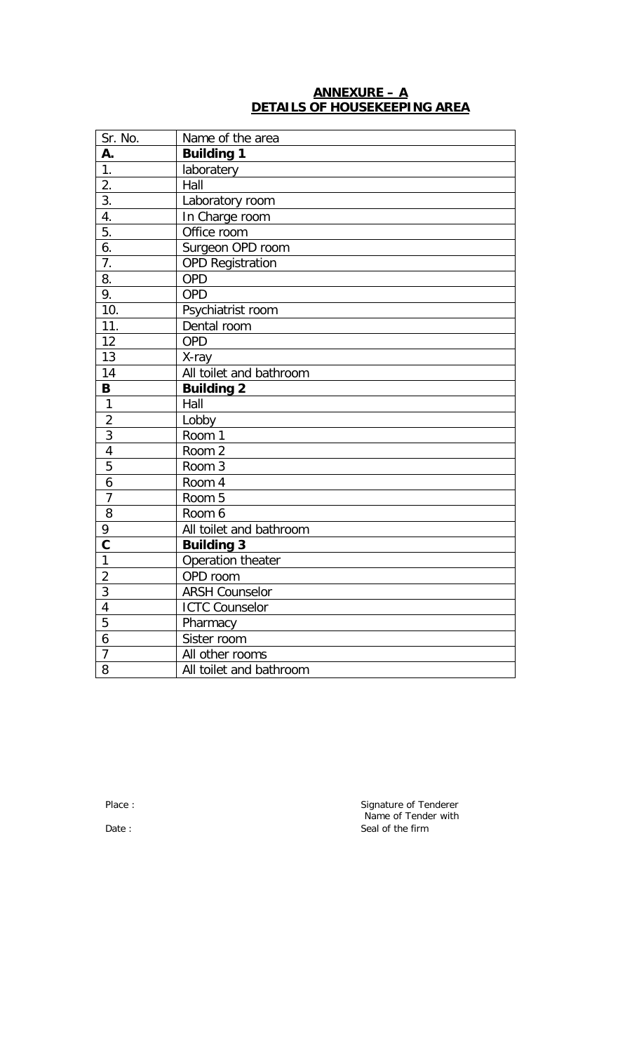# ANNEXURE – A
## DETAILS OF HOUSEKEEPING AREA

| Sr. No. | Name of the area |
|---|---|
| **A.** | **Building 1** |
| 1. | laboratery |
| 2. | Hall |
| 3. | Laboratory room |
| 4. | In Charge room |
| 5. | Office room |
| 6. | Surgeon OPD room |
| 7. | OPD Registration |
| 8. | OPD |
| 9. | OPD |
| 10. | Psychiatrist room |
| 11. | Dental room |
| 12 | OPD |
| 13 | X-ray |
| 14 | All toilet and bathroom |
| **B** | **Building 2** |
| 1 | Hall |
| 2 | Lobby |
| 3 | Room 1 |
| 4 | Room 2 |
| 5 | Room 3 |
| 6 | Room 4 |
| 7 | Room 5 |
| 8 | Room 6 |
| 9 | All toilet and bathroom |
| **C** | **Building 3** |
| 1 | Operation theater |
| 2 | OPD room |
| 3 | ARSH Counselor |
| 4 | ICTC Counselor |
| 5 | Pharmacy |
| 6 | Sister room |
| 7 | All other rooms |
| 8 | All toilet and bathroom |

Place :

Date :

Signature of Tenderer
Name of Tender with
Seal of the firm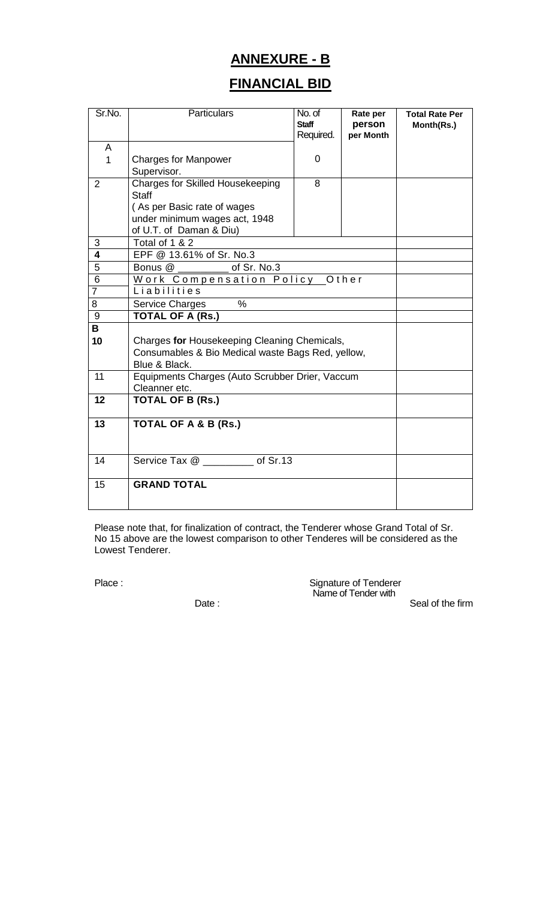# ANNEXURE - B

# FINANCIAL BID

| Sr.No. | Particulars | No. of Staff Required. | Rate per person per Month | Total Rate Per Month(Rs.) |
|---|---|---|---|---|
| A<br>1 | Charges for Manpower Supervisor. | 0 | | |
| 2 | Charges for Skilled Housekeeping Staff<br>( As per Basic rate of wages under minimum wages act, 1948 of U.T. of Daman & Diu) | 8 | | |
| 3 | Total of 1 & 2 | | | |
| **4** | EPF @ 13.61% of Sr. No.3 | | | |
| 5 | Bonus @ _________ of Sr. No.3 | | | |
| 6 | Work Compensation Policy Other | | | |
| 7 | Liabilities | | | |
| 8 | Service Charges % | | | |
| 9 | **TOTAL OF A (Rs.)** | | | |
| **B**<br>**10** | Charges **for** Housekeeping Cleaning Chemicals, Consumables & Bio Medical waste Bags Red, yellow, Blue & Black. | | | |
| 11 | Equipments Charges (Auto Scrubber Drier, Vaccum Cleanner etc. | | | |
| **12** | **TOTAL OF B (Rs.)** | | | |
| **13** | **TOTAL OF A & B (Rs.)** | | | |
| 14 | Service Tax @ _________ of Sr.13 | | | |
| 15 | **GRAND TOTAL** | | | |

Please note that, for finalization of contract, the Tenderer whose Grand Total of Sr. No 15 above are the lowest comparison to other Tenderes will be considered as the Lowest Tenderer.

Place :

Date :

Signature of Tenderer
Name of Tender with
Seal of the firm